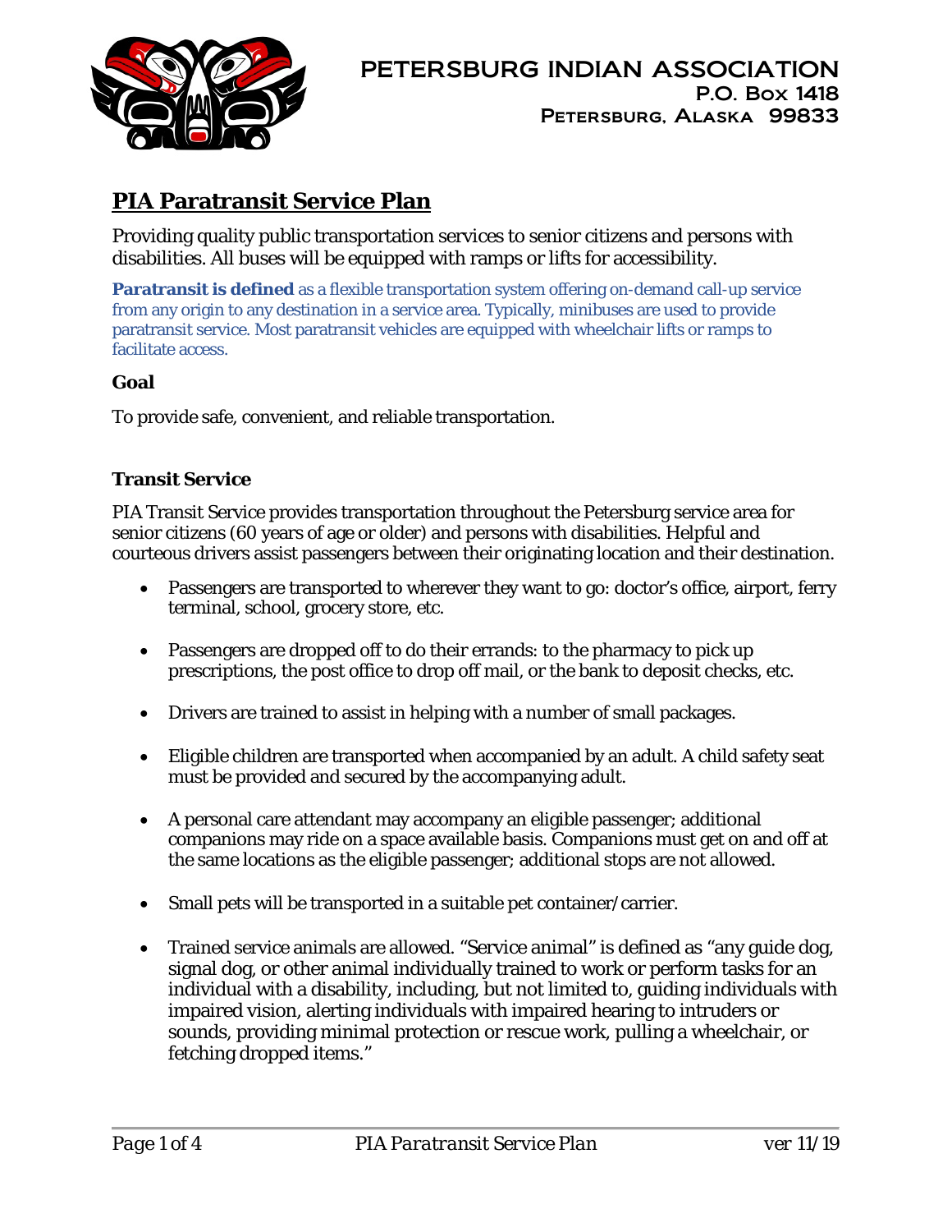PETERSBURG INDIAN ASSOCIATION
P.O. Box 1418
Petersburg, Alaska 99833

# PIA Paratransit Service Plan

Providing quality public transportation services to senior citizens and persons with disabilities. All buses will be equipped with ramps or lifts for accessibility.

**Paratransit is defined** as a flexible transportation system offering on-demand call-up service from any origin to any destination in a service area. Typically, minibuses are used to provide paratransit service. Most paratransit vehicles are equipped with wheelchair lifts or ramps to facilitate access.

### Goal

To provide safe, convenient, and reliable transportation.

### Transit Service

PIA Transit Service provides transportation throughout the Petersburg service area for senior citizens (60 years of age or older) and persons with disabilities. Helpful and courteous drivers assist passengers between their originating location and their destination.

- Passengers are transported to wherever they want to go: doctor's office, airport, ferry terminal, school, grocery store, etc.
- Passengers are dropped off to do their errands: to the pharmacy to pick up prescriptions, the post office to drop off mail, or the bank to deposit checks, etc.
- Drivers are trained to assist in helping with a number of small packages.
- Eligible children are transported when accompanied by an adult. A child safety seat must be provided and secured by the accompanying adult.
- A personal care attendant may accompany an eligible passenger; additional companions may ride on a space available basis. Companions must get on and off at the same locations as the eligible passenger; additional stops are not allowed.
- Small pets will be transported in a suitable pet container/carrier.
- Trained service animals are allowed. "Service animal" is defined as "any guide dog, signal dog, or other animal individually trained to work or perform tasks for an individual with a disability, including, but not limited to, guiding individuals with impaired vision, alerting individuals with impaired hearing to intruders or sounds, providing minimal protection or rescue work, pulling a wheelchair, or fetching dropped items."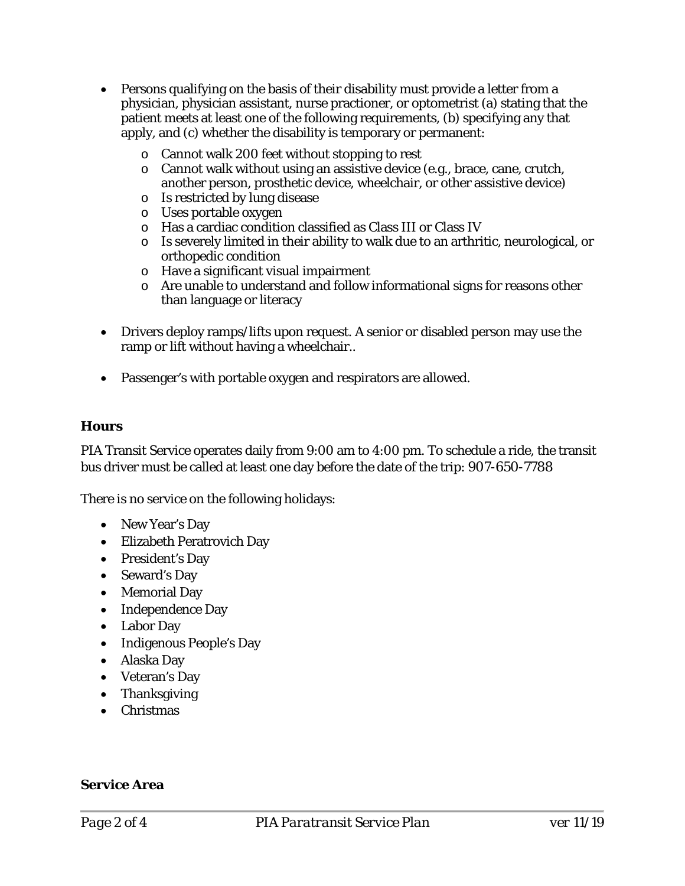- Persons qualifying on the basis of their disability must provide a letter from a physician, physician assistant, nurse practioner, or optometrist (a) stating that the patient meets at least one of the following requirements, (b) specifying any that apply, and (c) whether the disability is temporary or permanent:
    - Cannot walk 200 feet without stopping to rest
    - Cannot walk without using an assistive device (e.g., brace, cane, crutch, another person, prosthetic device, wheelchair, or other assistive device)
    - Is restricted by lung disease
    - Uses portable oxygen
    - Has a cardiac condition classified as Class III or Class IV
    - Is severely limited in their ability to walk due to an arthritic, neurological, or orthopedic condition
    - Have a significant visual impairment
    - Are unable to understand and follow informational signs for reasons other than language or literacy

- Drivers deploy ramps/lifts upon request. A senior or disabled person may use the ramp or lift without having a wheelchair..

- Passenger's with portable oxygen and respirators are allowed.

### Hours

PIA Transit Service operates daily from 9:00 am to 4:00 pm. To schedule a ride, the transit bus driver must be called at least one day before the date of the trip: 907-650-7788

There is no service on the following holidays:

- New Year's Day
- Elizabeth Peratrovich Day
- President's Day
- Seward's Day
- Memorial Day
- Independence Day
- Labor Day
- Indigenous People's Day
- Alaska Day
- Veteran's Day
- Thanksgiving
- Christmas

### Service Area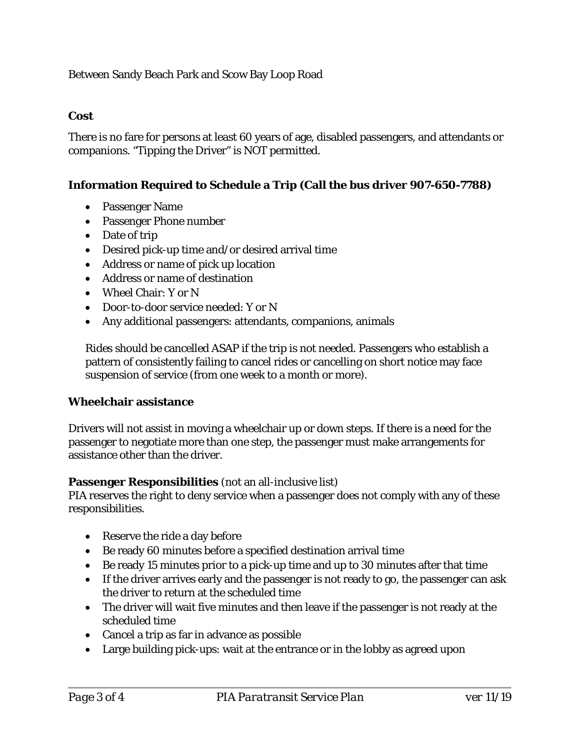Between Sandy Beach Park and Scow Bay Loop Road

## Cost

There is no fare for persons at least 60 years of age, disabled passengers, and attendants or companions. "Tipping the Driver" is NOT permitted.

## Information Required to Schedule a Trip (Call the bus driver 907-650-7788)

- Passenger Name
- Passenger Phone number
- Date of trip
- Desired pick-up time and/or desired arrival time
- Address or name of pick up location
- Address or name of destination
- Wheel Chair: Y or N
- Door-to-door service needed: Y or N
- Any additional passengers: attendants, companions, animals

Rides should be cancelled ASAP if the trip is not needed. Passengers who establish a pattern of consistently failing to cancel rides or cancelling on short notice may face suspension of service (from one week to a month or more).

## Wheelchair assistance

Drivers will not assist in moving a wheelchair up or down steps. If there is a need for the passenger to negotiate more than one step, the passenger must make arrangements for assistance other than the driver.

**Passenger Responsibilities** (not an all-inclusive list)
PIA reserves the right to deny service when a passenger does not comply with any of these responsibilities.

- Reserve the ride a day before
- Be ready 60 minutes before a specified destination arrival time
- Be ready 15 minutes prior to a pick-up time and up to 30 minutes after that time
- If the driver arrives early and the passenger is not ready to go, the passenger can ask the driver to return at the scheduled time
- The driver will wait five minutes and then leave if the passenger is not ready at the scheduled time
- Cancel a trip as far in advance as possible
- Large building pick-ups: wait at the entrance or in the lobby as agreed upon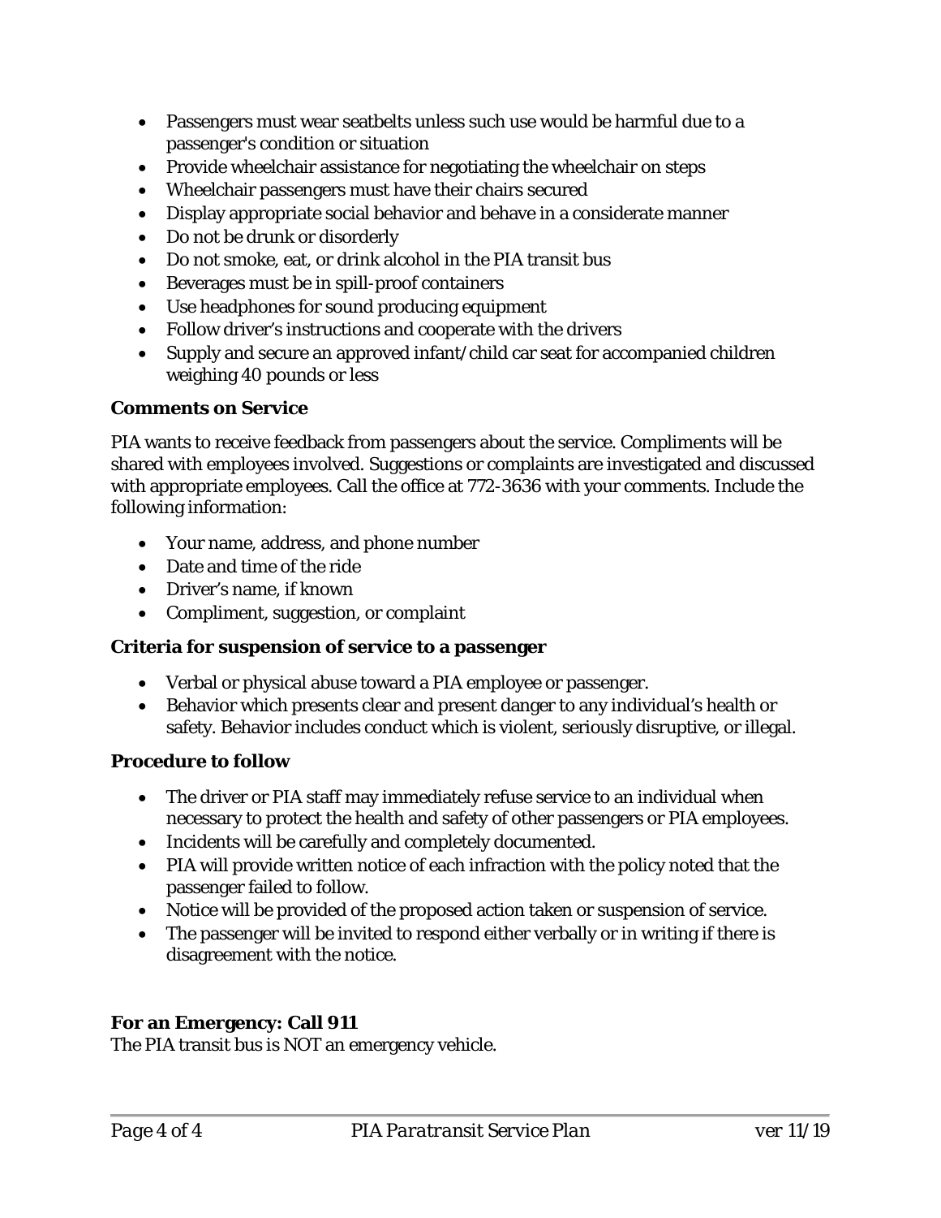- Passengers must wear seatbelts unless such use would be harmful due to a passenger's condition or situation
- Provide wheelchair assistance for negotiating the wheelchair on steps
- Wheelchair passengers must have their chairs secured
- Display appropriate social behavior and behave in a considerate manner
- Do not be drunk or disorderly
- Do not smoke, eat, or drink alcohol in the PIA transit bus
- Beverages must be in spill-proof containers
- Use headphones for sound producing equipment
- Follow driver's instructions and cooperate with the drivers
- Supply and secure an approved infant/child car seat for accompanied children weighing 40 pounds or less

### Comments on Service

PIA wants to receive feedback from passengers about the service. Compliments will be shared with employees involved. Suggestions or complaints are investigated and discussed with appropriate employees. Call the office at 772-3636 with your comments. Include the following information:

- Your name, address, and phone number
- Date and time of the ride
- Driver's name, if known
- Compliment, suggestion, or complaint

### Criteria for suspension of service to a passenger

- Verbal or physical abuse toward a PIA employee or passenger.
- Behavior which presents clear and present danger to any individual's health or safety. Behavior includes conduct which is violent, seriously disruptive, or illegal.

### Procedure to follow

- The driver or PIA staff may immediately refuse service to an individual when necessary to protect the health and safety of other passengers or PIA employees.
- Incidents will be carefully and completely documented.
- PIA will provide written notice of each infraction with the policy noted that the passenger failed to follow.
- Notice will be provided of the proposed action taken or suspension of service.
- The passenger will be invited to respond either verbally or in writing if there is disagreement with the notice.

### For an Emergency: Call 911

The PIA transit bus is NOT an emergency vehicle.